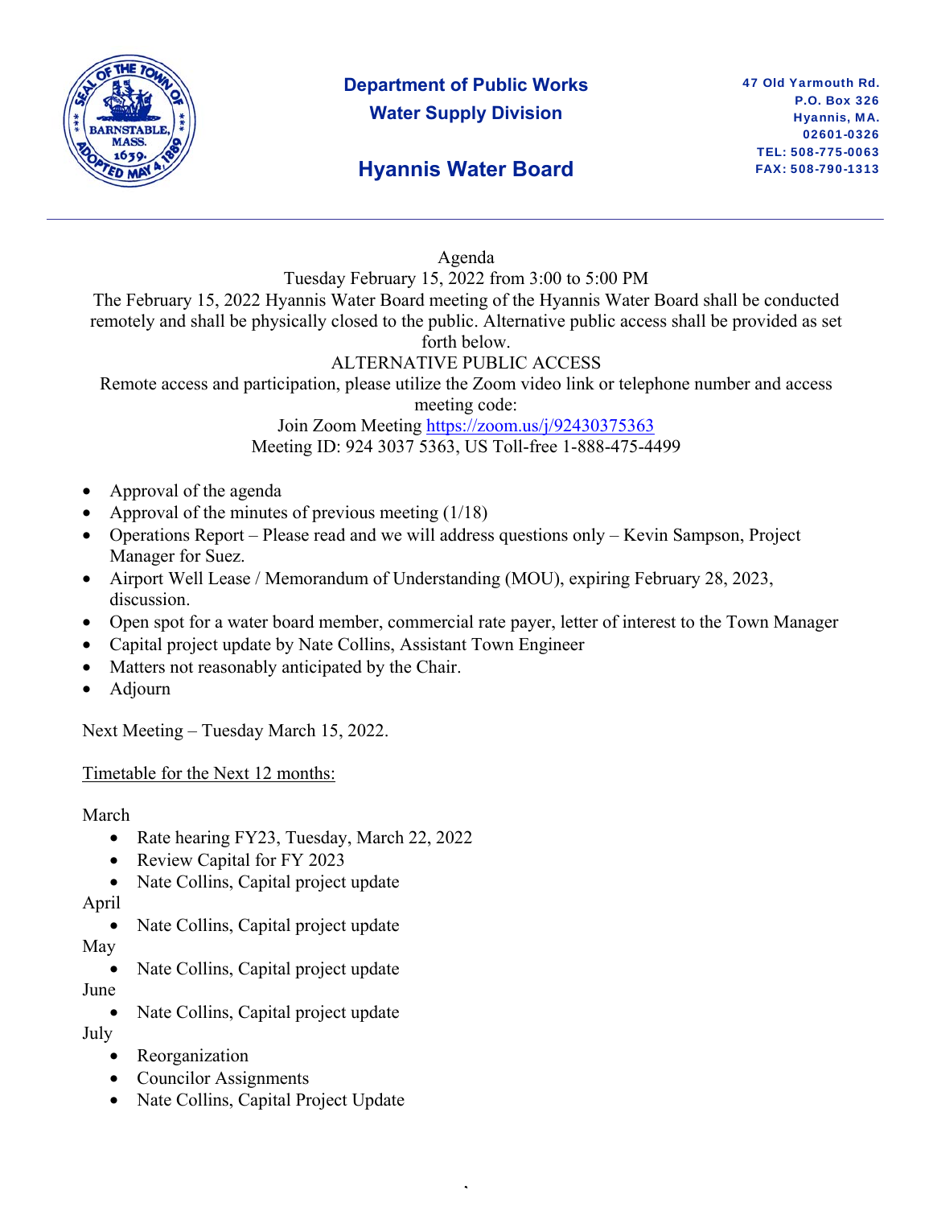**Department of Public Works**
**Water Supply Division**

## Hyannis Water Board

47 Old Yarmouth Rd.
P.O. Box 326
Hyannis, MA.
02601-0326
TEL: 508-775-0063
FAX: 508-790-1313

---

Agenda
Tuesday February 15, 2022 from 3:00 to 5:00 PM
The February 15, 2022 Hyannis Water Board meeting of the Hyannis Water Board shall be conducted remotely and shall be physically closed to the public. Alternative public access shall be provided as set forth below.
ALTERNATIVE PUBLIC ACCESS
Remote access and participation, please utilize the Zoom video link or telephone number and access meeting code:
Join Zoom Meeting https://zoom.us/j/92430375363
Meeting ID: 924 3037 5363, US Toll-free 1-888-475-4499

- Approval of the agenda
- Approval of the minutes of previous meeting (1/18)
- Operations Report – Please read and we will address questions only – Kevin Sampson, Project Manager for Suez.
- Airport Well Lease / Memorandum of Understanding (MOU), expiring February 28, 2023, discussion.
- Open spot for a water board member, commercial rate payer, letter of interest to the Town Manager
- Capital project update by Nate Collins, Assistant Town Engineer
- Matters not reasonably anticipated by the Chair.
- Adjourn

Next Meeting – Tuesday March 15, 2022.

Timetable for the Next 12 months:

March
- Rate hearing FY23, Tuesday, March 22, 2022
- Review Capital for FY 2023
- Nate Collins, Capital project update

April
- Nate Collins, Capital project update

May
- Nate Collins, Capital project update

June
- Nate Collins, Capital project update

July
- Reorganization
- Councilor Assignments
- Nate Collins, Capital Project Update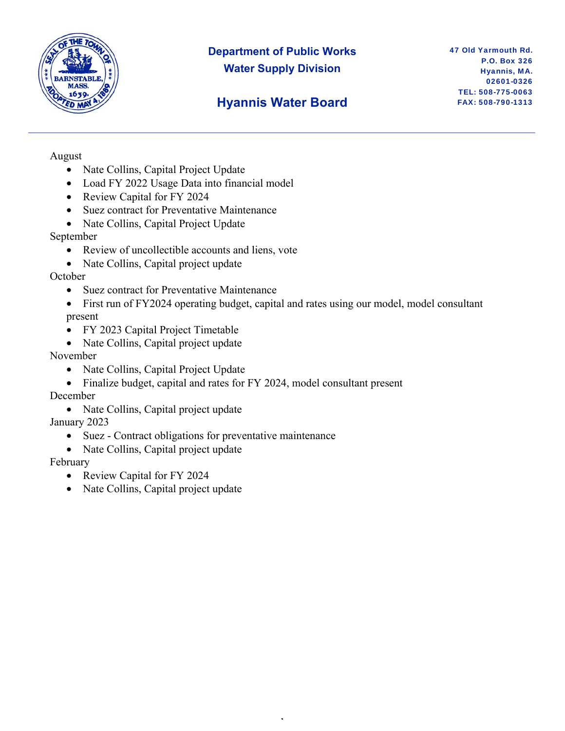**Department of Public Works**
**Water Supply Division**

**Hyannis Water Board**

47 Old Yarmouth Rd.
P.O. Box 326
Hyannis, MA.
02601-0326
TEL: 508-775-0063
FAX: 508-790-1313

August

- Nate Collins, Capital Project Update
- Load FY 2022 Usage Data into financial model
- Review Capital for FY 2024
- Suez contract for Preventative Maintenance
- Nate Collins, Capital Project Update

September

- Review of uncollectible accounts and liens, vote
- Nate Collins, Capital project update

October

- Suez contract for Preventative Maintenance
- First run of FY2024 operating budget, capital and rates using our model, model consultant present
- FY 2023 Capital Project Timetable
- Nate Collins, Capital project update

November

- Nate Collins, Capital Project Update
- Finalize budget, capital and rates for FY 2024, model consultant present

December

- Nate Collins, Capital project update

January 2023

- Suez - Contract obligations for preventative maintenance
- Nate Collins, Capital project update

February

- Review Capital for FY 2024
- Nate Collins, Capital project update